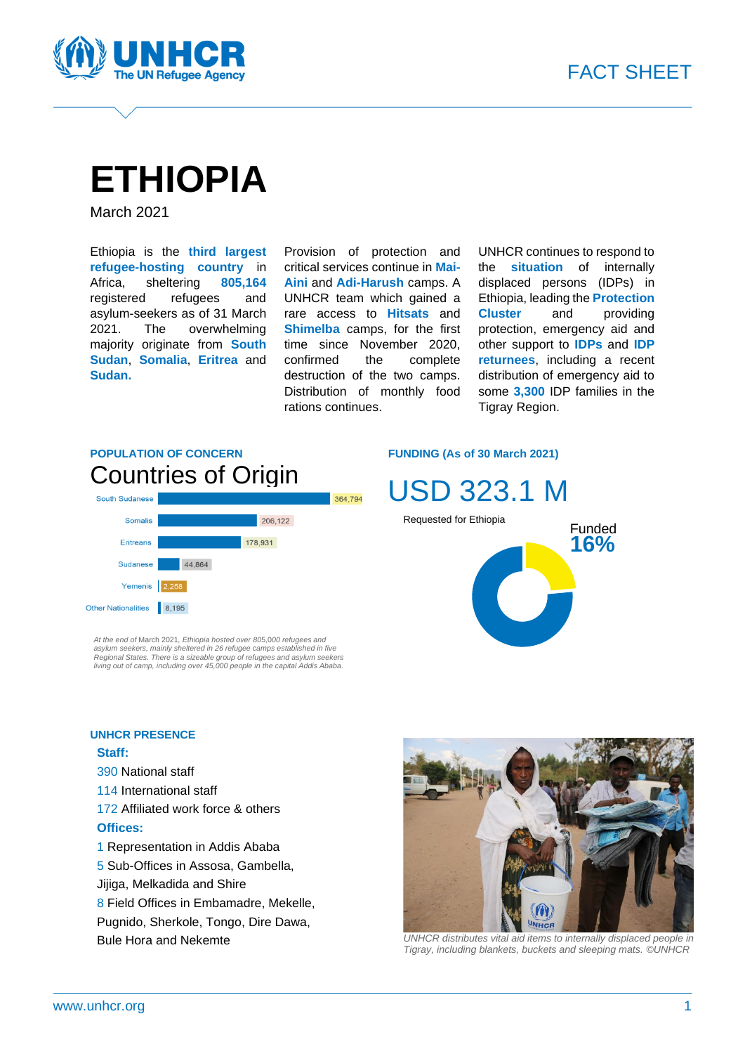FACT SHEET

# ETHIOPIA

March 2021

Ethiopia is the **third largest refugee-hosting country** in Africa, sheltering **805,164** registered refugees and asylum-seekers as of 31 March 2021. The overwhelming majority originate from **South Sudan**, **Somalia**, **Eritrea** and **Sudan.**

Provision of protection and critical services continue in **Mai-Aini** and **Adi-Harush** camps. A UNHCR team which gained a rare access to **Hitsats** and **Shimelba** camps, for the first time since November 2020, confirmed the complete destruction of the two camps. Distribution of monthly food rations continues.

UNHCR continues to respond to the **situation** of internally displaced persons (IDPs) in Ethiopia, leading the **Protection Cluster** and providing protection, emergency aid and other support to **IDPs** and **IDP returnees**, including a recent distribution of emergency aid to some **3,300** IDP families in the Tigray Region.

### POPULATION OF CONCERN

## Countries of Origin

| Country of Origin | Number |
|---|---|
| South Sudanese | 364,794 |
| Somalis | 206,122 |
| Eritreans | 178,931 |
| Sudanese | 44,864 |
| Yemenis | 2,258 |
| Other Nationalities | 8,195 |

*At the end of March 2021, Ethiopia hosted over 805,000 refugees and asylum seekers, mainly sheltered in 26 refugee camps established in five Regional States. There is a sizeable group of refugees and asylum seekers living out of camp, including over 45,000 people in the capital Addis Ababa.*

### FUNDING (As of 30 March 2021)

## USD 323.1 M

Requested for Ethiopia

Funded **16%**

### UNHCR PRESENCE

**Staff:**

390 National staff

114 International staff

172 Affiliated work force & others

**Offices:**

1 Representation in Addis Ababa

5 Sub-Offices in Assosa, Gambella, Jijiga, Melkadida and Shire

8 Field Offices in Embamadre, Mekelle, Pugnido, Sherkole, Tongo, Dire Dawa, Bule Hora and Nekemte

*UNHCR distributes vital aid items to internally displaced people in Tigray, including blankets, buckets and sleeping mats. ©UNHCR*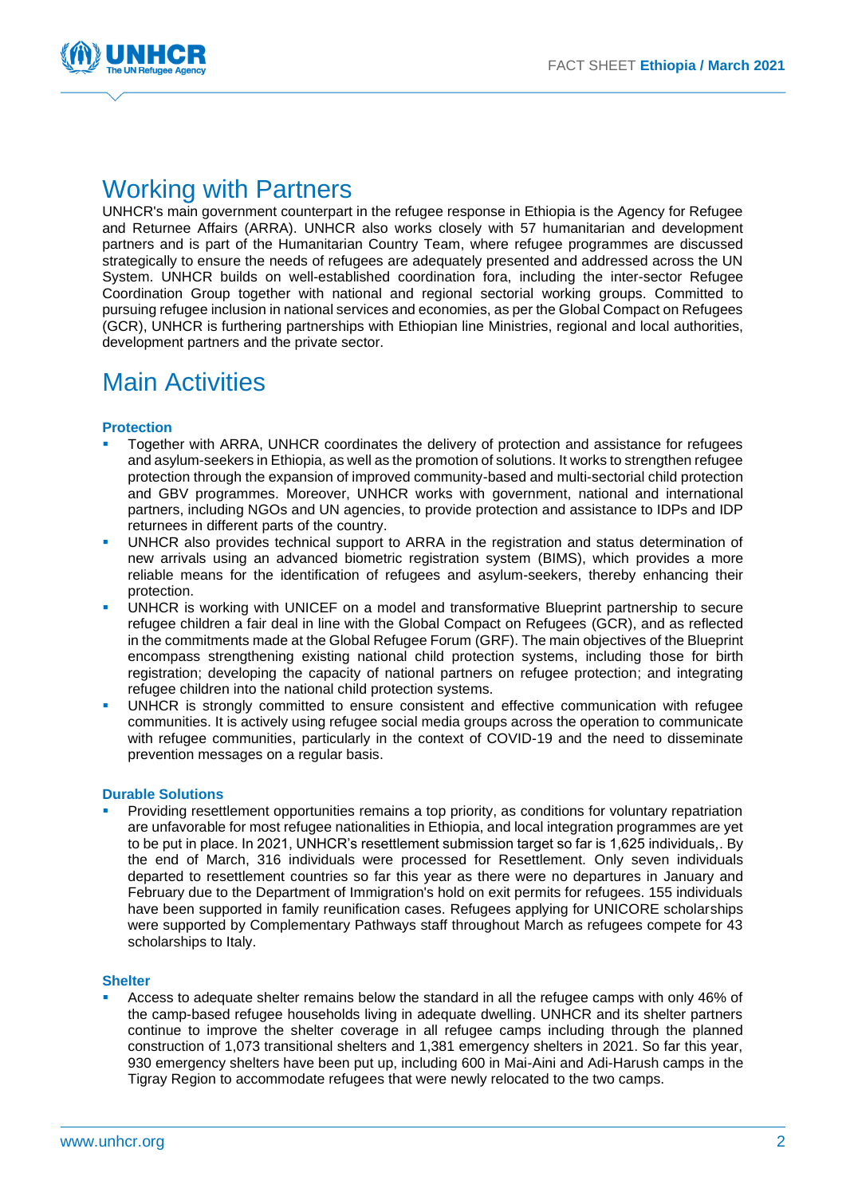# Working with Partners

UNHCR's main government counterpart in the refugee response in Ethiopia is the Agency for Refugee and Returnee Affairs (ARRA). UNHCR also works closely with 57 humanitarian and development partners and is part of the Humanitarian Country Team, where refugee programmes are discussed strategically to ensure the needs of refugees are adequately presented and addressed across the UN System. UNHCR builds on well-established coordination fora, including the inter-sector Refugee Coordination Group together with national and regional sectorial working groups. Committed to pursuing refugee inclusion in national services and economies, as per the Global Compact on Refugees (GCR), UNHCR is furthering partnerships with Ethiopian line Ministries, regional and local authorities, development partners and the private sector.

# Main Activities

### Protection

- Together with ARRA, UNHCR coordinates the delivery of protection and assistance for refugees and asylum-seekers in Ethiopia, as well as the promotion of solutions. It works to strengthen refugee protection through the expansion of improved community-based and multi-sectorial child protection and GBV programmes. Moreover, UNHCR works with government, national and international partners, including NGOs and UN agencies, to provide protection and assistance to IDPs and IDP returnees in different parts of the country.
- UNHCR also provides technical support to ARRA in the registration and status determination of new arrivals using an advanced biometric registration system (BIMS), which provides a more reliable means for the identification of refugees and asylum-seekers, thereby enhancing their protection.
- UNHCR is working with UNICEF on a model and transformative Blueprint partnership to secure refugee children a fair deal in line with the Global Compact on Refugees (GCR), and as reflected in the commitments made at the Global Refugee Forum (GRF). The main objectives of the Blueprint encompass strengthening existing national child protection systems, including those for birth registration; developing the capacity of national partners on refugee protection; and integrating refugee children into the national child protection systems.
- UNHCR is strongly committed to ensure consistent and effective communication with refugee communities. It is actively using refugee social media groups across the operation to communicate with refugee communities, particularly in the context of COVID-19 and the need to disseminate prevention messages on a regular basis.

### Durable Solutions

- Providing resettlement opportunities remains a top priority, as conditions for voluntary repatriation are unfavorable for most refugee nationalities in Ethiopia, and local integration programmes are yet to be put in place. In 2021, UNHCR's resettlement submission target so far is 1,625 individuals,. By the end of March, 316 individuals were processed for Resettlement. Only seven individuals departed to resettlement countries so far this year as there were no departures in January and February due to the Department of Immigration's hold on exit permits for refugees. 155 individuals have been supported in family reunification cases. Refugees applying for UNICORE scholarships were supported by Complementary Pathways staff throughout March as refugees compete for 43 scholarships to Italy.

### Shelter

- Access to adequate shelter remains below the standard in all the refugee camps with only 46% of the camp-based refugee households living in adequate dwelling. UNHCR and its shelter partners continue to improve the shelter coverage in all refugee camps including through the planned construction of 1,073 transitional shelters and 1,381 emergency shelters in 2021. So far this year, 930 emergency shelters have been put up, including 600 in Mai-Aini and Adi-Harush camps in the Tigray Region to accommodate refugees that were newly relocated to the two camps.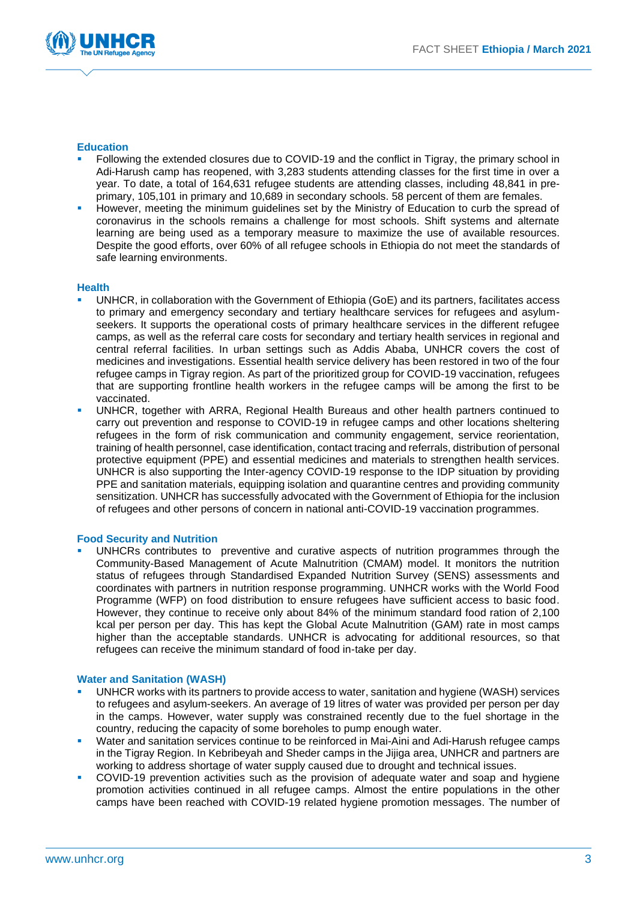### Education

- Following the extended closures due to COVID-19 and the conflict in Tigray, the primary school in Adi-Harush camp has reopened, with 3,283 students attending classes for the first time in over a year. To date, a total of 164,631 refugee students are attending classes, including 48,841 in pre-primary, 105,101 in primary and 10,689 in secondary schools. 58 percent of them are females.
- However, meeting the minimum guidelines set by the Ministry of Education to curb the spread of coronavirus in the schools remains a challenge for most schools. Shift systems and alternate learning are being used as a temporary measure to maximize the use of available resources. Despite the good efforts, over 60% of all refugee schools in Ethiopia do not meet the standards of safe learning environments.

### Health

- UNHCR, in collaboration with the Government of Ethiopia (GoE) and its partners, facilitates access to primary and emergency secondary and tertiary healthcare services for refugees and asylum-seekers. It supports the operational costs of primary healthcare services in the different refugee camps, as well as the referral care costs for secondary and tertiary health services in regional and central referral facilities. In urban settings such as Addis Ababa, UNHCR covers the cost of medicines and investigations. Essential health service delivery has been restored in two of the four refugee camps in Tigray region. As part of the prioritized group for COVID-19 vaccination, refugees that are supporting frontline health workers in the refugee camps will be among the first to be vaccinated.
- UNHCR, together with ARRA, Regional Health Bureaus and other health partners continued to carry out prevention and response to COVID-19 in refugee camps and other locations sheltering refugees in the form of risk communication and community engagement, service reorientation, training of health personnel, case identification, contact tracing and referrals, distribution of personal protective equipment (PPE) and essential medicines and materials to strengthen health services. UNHCR is also supporting the Inter-agency COVID-19 response to the IDP situation by providing PPE and sanitation materials, equipping isolation and quarantine centres and providing community sensitization. UNHCR has successfully advocated with the Government of Ethiopia for the inclusion of refugees and other persons of concern in national anti-COVID-19 vaccination programmes.

### Food Security and Nutrition

- UNHCRs contributes to preventive and curative aspects of nutrition programmes through the Community-Based Management of Acute Malnutrition (CMAM) model. It monitors the nutrition status of refugees through Standardised Expanded Nutrition Survey (SENS) assessments and coordinates with partners in nutrition response programming. UNHCR works with the World Food Programme (WFP) on food distribution to ensure refugees have sufficient access to basic food. However, they continue to receive only about 84% of the minimum standard food ration of 2,100 kcal per person per day. This has kept the Global Acute Malnutrition (GAM) rate in most camps higher than the acceptable standards. UNHCR is advocating for additional resources, so that refugees can receive the minimum standard of food in-take per day.

### Water and Sanitation (WASH)

- UNHCR works with its partners to provide access to water, sanitation and hygiene (WASH) services to refugees and asylum-seekers. An average of 19 litres of water was provided per person per day in the camps. However, water supply was constrained recently due to the fuel shortage in the country, reducing the capacity of some boreholes to pump enough water.
- Water and sanitation services continue to be reinforced in Mai-Aini and Adi-Harush refugee camps in the Tigray Region. In Kebribeyah and Sheder camps in the Jijiga area, UNHCR and partners are working to address shortage of water supply caused due to drought and technical issues.
- COVID-19 prevention activities such as the provision of adequate water and soap and hygiene promotion activities continued in all refugee camps. Almost the entire populations in the other camps have been reached with COVID-19 related hygiene promotion messages. The number of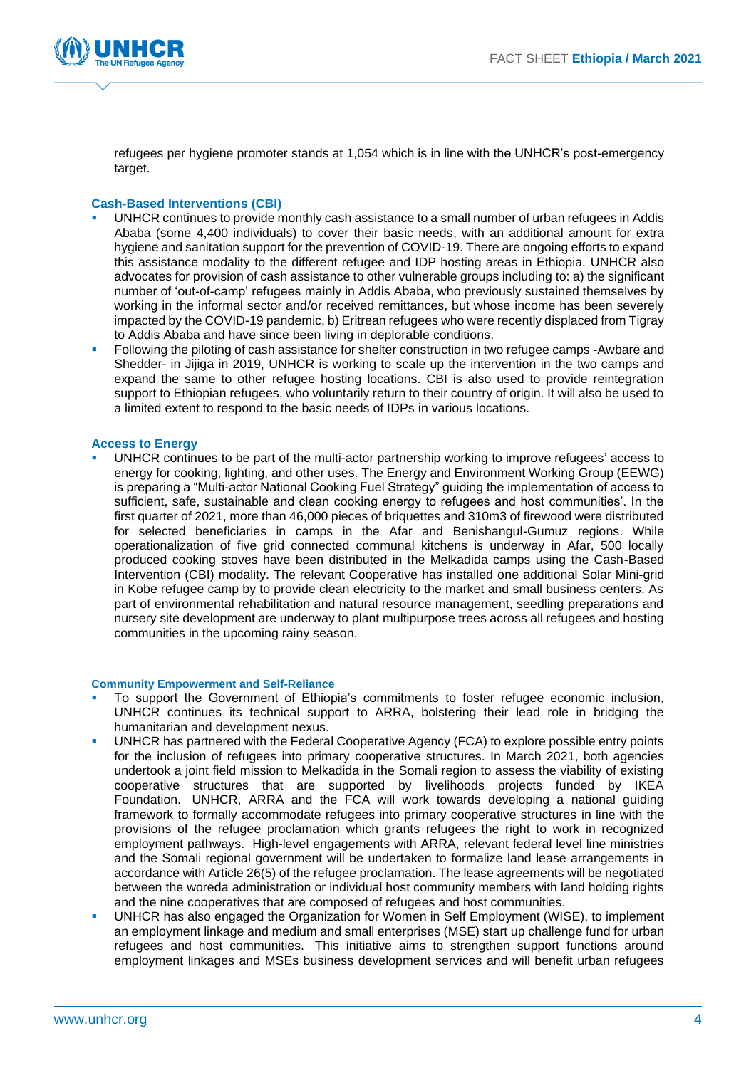refugees per hygiene promoter stands at 1,054 which is in line with the UNHCR's post-emergency target.

### Cash-Based Interventions (CBI)

- UNHCR continues to provide monthly cash assistance to a small number of urban refugees in Addis Ababa (some 4,400 individuals) to cover their basic needs, with an additional amount for extra hygiene and sanitation support for the prevention of COVID-19. There are ongoing efforts to expand this assistance modality to the different refugee and IDP hosting areas in Ethiopia. UNHCR also advocates for provision of cash assistance to other vulnerable groups including to: a) the significant number of 'out-of-camp' refugees mainly in Addis Ababa, who previously sustained themselves by working in the informal sector and/or received remittances, but whose income has been severely impacted by the COVID-19 pandemic, b) Eritrean refugees who were recently displaced from Tigray to Addis Ababa and have since been living in deplorable conditions.
- Following the piloting of cash assistance for shelter construction in two refugee camps -Awbare and Shedder- in Jijiga in 2019, UNHCR is working to scale up the intervention in the two camps and expand the same to other refugee hosting locations. CBI is also used to provide reintegration support to Ethiopian refugees, who voluntarily return to their country of origin. It will also be used to a limited extent to respond to the basic needs of IDPs in various locations.

### Access to Energy

- UNHCR continues to be part of the multi-actor partnership working to improve refugees' access to energy for cooking, lighting, and other uses. The Energy and Environment Working Group (EEWG) is preparing a "Multi-actor National Cooking Fuel Strategy" guiding the implementation of access to sufficient, safe, sustainable and clean cooking energy to refugees and host communities'. In the first quarter of 2021, more than 46,000 pieces of briquettes and 310m3 of firewood were distributed for selected beneficiaries in camps in the Afar and Benishangul-Gumuz regions. While operationalization of five grid connected communal kitchens is underway in Afar, 500 locally produced cooking stoves have been distributed in the Melkadida camps using the Cash-Based Intervention (CBI) modality. The relevant Cooperative has installed one additional Solar Mini-grid in Kobe refugee camp by to provide clean electricity to the market and small business centers. As part of environmental rehabilitation and natural resource management, seedling preparations and nursery site development are underway to plant multipurpose trees across all refugees and hosting communities in the upcoming rainy season.

### Community Empowerment and Self-Reliance

- To support the Government of Ethiopia's commitments to foster refugee economic inclusion, UNHCR continues its technical support to ARRA, bolstering their lead role in bridging the humanitarian and development nexus.
- UNHCR has partnered with the Federal Cooperative Agency (FCA) to explore possible entry points for the inclusion of refugees into primary cooperative structures. In March 2021, both agencies undertook a joint field mission to Melkadida in the Somali region to assess the viability of existing cooperative structures that are supported by livelihoods projects funded by IKEA Foundation. UNHCR, ARRA and the FCA will work towards developing a national guiding framework to formally accommodate refugees into primary cooperative structures in line with the provisions of the refugee proclamation which grants refugees the right to work in recognized employment pathways. High-level engagements with ARRA, relevant federal level line ministries and the Somali regional government will be undertaken to formalize land lease arrangements in accordance with Article 26(5) of the refugee proclamation. The lease agreements will be negotiated between the woreda administration or individual host community members with land holding rights and the nine cooperatives that are composed of refugees and host communities.
- UNHCR has also engaged the Organization for Women in Self Employment (WISE), to implement an employment linkage and medium and small enterprises (MSE) start up challenge fund for urban refugees and host communities. This initiative aims to strengthen support functions around employment linkages and MSEs business development services and will benefit urban refugees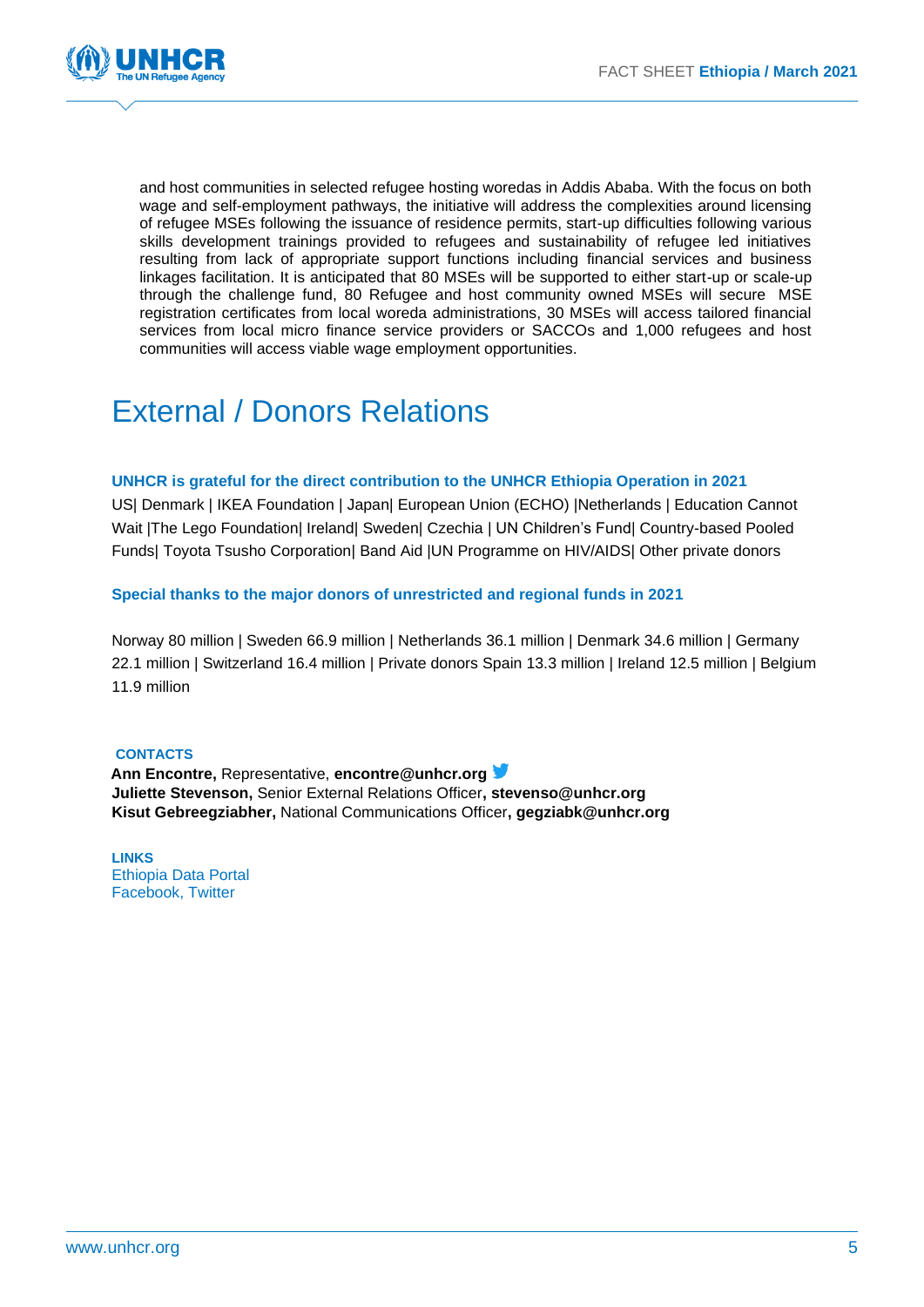and host communities in selected refugee hosting woredas in Addis Ababa. With the focus on both wage and self-employment pathways, the initiative will address the complexities around licensing of refugee MSEs following the issuance of residence permits, start-up difficulties following various skills development trainings provided to refugees and sustainability of refugee led initiatives resulting from lack of appropriate support functions including financial services and business linkages facilitation. It is anticipated that 80 MSEs will be supported to either start-up or scale-up through the challenge fund, 80 Refugee and host community owned MSEs will secure MSE registration certificates from local woreda administrations, 30 MSEs will access tailored financial services from local micro finance service providers or SACCOs and 1,000 refugees and host communities will access viable wage employment opportunities.

# External / Donors Relations

**UNHCR is grateful for the direct contribution to the UNHCR Ethiopia Operation in 2021**

US| Denmark | IKEA Foundation | Japan| European Union (ECHO) |Netherlands | Education Cannot Wait |The Lego Foundation| Ireland| Sweden| Czechia | UN Children's Fund| Country-based Pooled Funds| Toyota Tsusho Corporation| Band Aid |UN Programme on HIV/AIDS| Other private donors

**Special thanks to the major donors of unrestricted and regional funds in 2021**

Norway 80 million | Sweden 66.9 million | Netherlands 36.1 million | Denmark 34.6 million | Germany 22.1 million | Switzerland 16.4 million | Private donors Spain 13.3 million | Ireland 12.5 million | Belgium 11.9 million

**CONTACTS**

**Ann Encontre,** Representative, **encontre@unhcr.org**
**Juliette Stevenson,** Senior External Relations Officer**, stevenso@unhcr.org**
**Kisut Gebreegziabher,** National Communications Officer**, gegziabk@unhcr.org**

**LINKS**

Ethiopia Data Portal
Facebook, Twitter